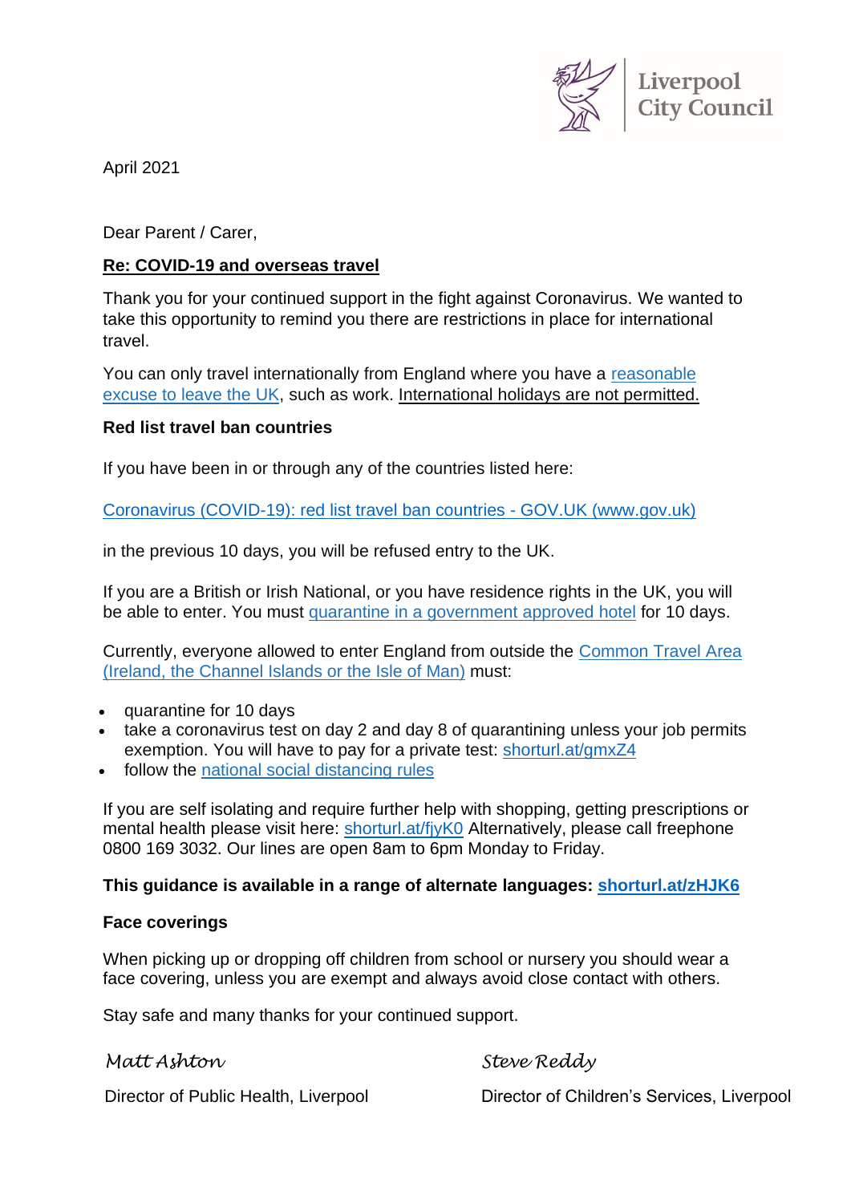Liverpool City Council

April 2021

Dear Parent / Carer,

**<u>Re: COVID-19 and overseas travel</u>**

Thank you for your continued support in the fight against Coronavirus. We wanted to take this opportunity to remind you there are restrictions in place for international travel.

You can only travel internationally from England where you have a [reasonable excuse to leave the UK](), such as work. <u>International holidays are not permitted.</u>

**Red list travel ban countries**

If you have been in or through any of the countries listed here:

[Coronavirus (COVID-19): red list travel ban countries - GOV.UK (www.gov.uk)]()

in the previous 10 days, you will be refused entry to the UK.

If you are a British or Irish National, or you have residence rights in the UK, you will be able to enter. You must [quarantine in a government approved hotel]() for 10 days.

Currently, everyone allowed to enter England from outside the [Common Travel Area (Ireland, the Channel Islands or the Isle of Man)]() must:

- quarantine for 10 days
- take a coronavirus test on day 2 and day 8 of quarantining unless your job permits exemption. You will have to pay for a private test: [shorturl.at/gmxZ4]()
- follow the [national social distancing rules]()

If you are self isolating and require further help with shopping, getting prescriptions or mental health please visit here: [shorturl.at/fjyK0]() Alternatively, please call freephone 0800 169 3032. Our lines are open 8am to 6pm Monday to Friday.

**This guidance is available in a range of alternate languages: [shorturl.at/zHJK6]()**

**Face coverings**

When picking up or dropping off children from school or nursery you should wear a face covering, unless you are exempt and always avoid close contact with others.

Stay safe and many thanks for your continued support.

*Matt Ashton*
Director of Public Health, Liverpool

*Steve Reddy*
Director of Children's Services, Liverpool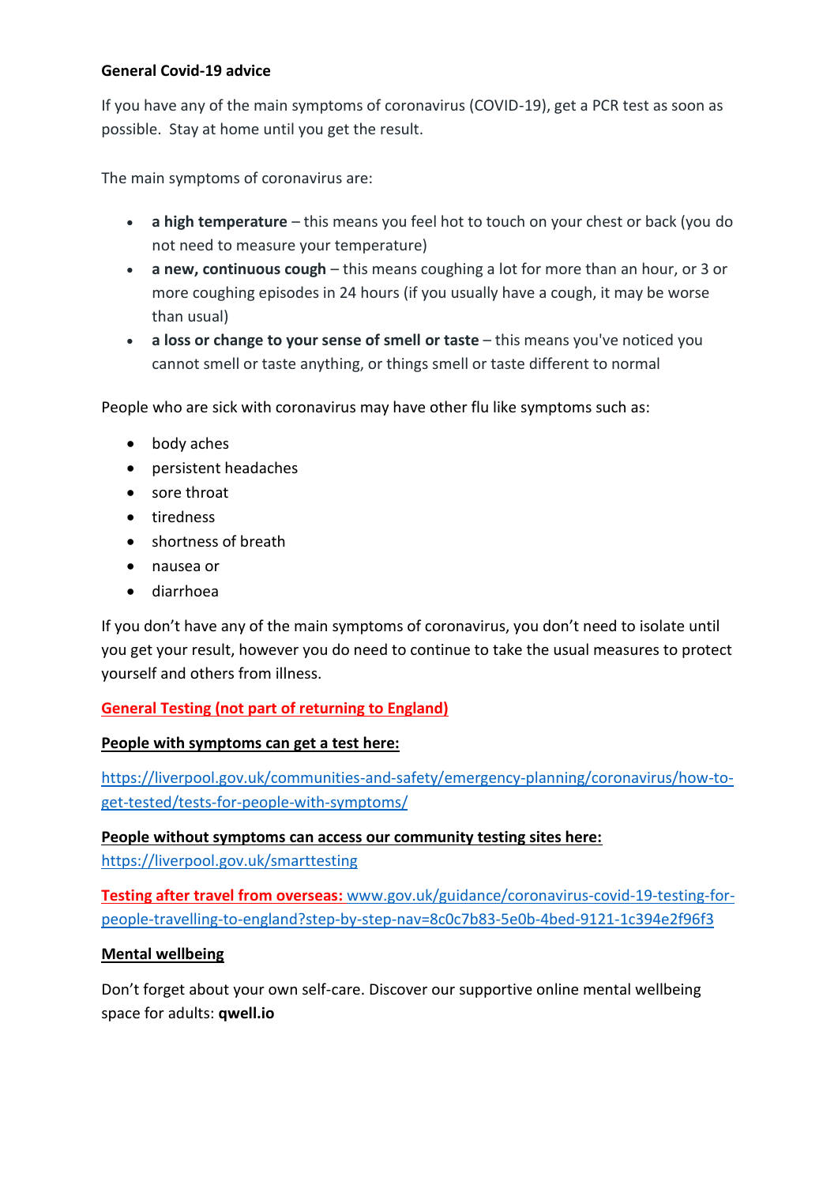**General Covid-19 advice**

If you have any of the main symptoms of coronavirus (COVID-19), get a PCR test as soon as possible. Stay at home until you get the result.

The main symptoms of coronavirus are:

- **a high temperature** – this means you feel hot to touch on your chest or back (you do not need to measure your temperature)
- **a new, continuous cough** – this means coughing a lot for more than an hour, or 3 or more coughing episodes in 24 hours (if you usually have a cough, it may be worse than usual)
- **a loss or change to your sense of smell or taste** – this means you've noticed you cannot smell or taste anything, or things smell or taste different to normal

People who are sick with coronavirus may have other flu like symptoms such as:

- body aches
- persistent headaches
- sore throat
- tiredness
- shortness of breath
- nausea or
- diarrhoea

If you don't have any of the main symptoms of coronavirus, you don't need to isolate until you get your result, however you do need to continue to take the usual measures to protect yourself and others from illness.

**General Testing (not part of returning to England)**

**People with symptoms can get a test here:**

https://liverpool.gov.uk/communities-and-safety/emergency-planning/coronavirus/how-to-get-tested/tests-for-people-with-symptoms/

**People without symptoms can access our community testing sites here:**
https://liverpool.gov.uk/smarttesting

**Testing after travel from overseas:** www.gov.uk/guidance/coronavirus-covid-19-testing-for-people-travelling-to-england?step-by-step-nav=8c0c7b83-5e0b-4bed-9121-1c394e2f96f3

**Mental wellbeing**

Don't forget about your own self-care. Discover our supportive online mental wellbeing space for adults: **qwell.io**